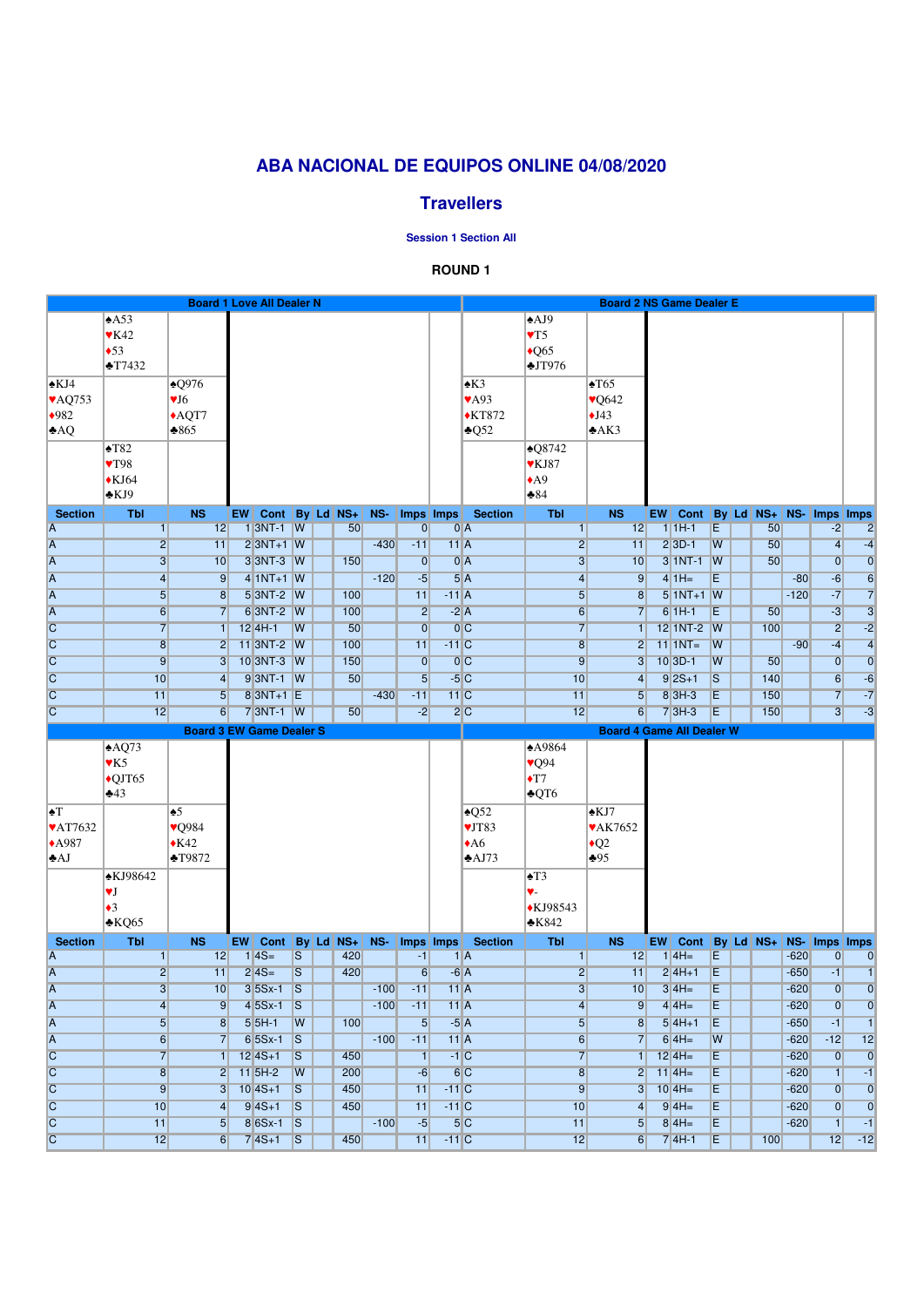# ABA NACIONAL DE EQUIPOS ONLINE 04/08/2020

## Travellers

### Session 1 Section All

**ROUND 1**

**Board 1 Love All Dealer N**

North: ♠A53 ♥K42 ♦53 ♣T7432
West: ♠KJ4 ♥AQ753 ♦982 ♣AQ
East: ♠Q976 ♥J6 ♦AQT7 ♣865
South: ♠T82 ♥T98 ♦KJ64 ♣KJ9

| Section | Tbl | NS | EW | Cont | By | Ld | NS+ | NS- | Imps | Imps |
|---|---|---|---|---|---|---|---|---|---|---|
| A | 1 | 12 | 1 | 3NT-1 | W | | 50 | | 0 | 0 |
| A | 2 | 11 | 2 | 3NT+1 | W | | | -430 | -11 | 11 |
| A | 3 | 10 | 3 | 3NT-3 | W | | 150 | | 0 | 0 |
| A | 4 | 9 | 4 | 1NT+1 | W | | | -120 | -5 | 5 |
| A | 5 | 8 | 5 | 3NT-2 | W | | 100 | | 11 | -11 |
| A | 6 | 7 | 6 | 3NT-2 | W | | 100 | | 2 | -2 |
| C | 7 | 1 | 12 | 4H-1 | W | | 50 | | 0 | 0 |
| C | 8 | 2 | 11 | 3NT-2 | W | | 100 | | 11 | -11 |
| C | 9 | 3 | 10 | 3NT-3 | W | | 150 | | 0 | 0 |
| C | 10 | 4 | 9 | 3NT-1 | W | | 50 | | 5 | -5 |
| C | 11 | 5 | 8 | 3NT+1 | E | | | -430 | -11 | 11 |
| C | 12 | 6 | 7 | 3NT-1 | W | | 50 | | -2 | 2 |

**Board 2 NS Game Dealer E**

North: ♠AJ9 ♥T5 ♦Q65 ♣JT976
West: ♠K3 ♥A93 ♦KT872 ♣Q52
East: ♠T65 ♥Q642 ♦J43 ♣AK3
South: ♠Q8742 ♥KJ87 ♦A9 ♣84

| Section | Tbl | NS | EW | Cont | By | Ld | NS+ | NS- | Imps | Imps |
|---|---|---|---|---|---|---|---|---|---|---|
| A | 1 | 12 | 1 | 1H-1 | E | | 50 | | -2 | 2 |
| A | 2 | 11 | 2 | 3D-1 | W | | 50 | | 4 | -4 |
| A | 3 | 10 | 3 | 1NT-1 | W | | 50 | | 0 | 0 |
| A | 4 | 9 | 4 | 1H= | E | | | -80 | -6 | 6 |
| A | 5 | 8 | 5 | 1NT+1 | W | | | -120 | -7 | 7 |
| A | 6 | 7 | 6 | 1H-1 | E | | 50 | | -3 | 3 |
| C | 7 | 1 | 12 | 1NT-2 | W | | 100 | | 2 | -2 |
| C | 8 | 2 | 11 | 1NT= | W | | | -90 | -4 | 4 |
| C | 9 | 3 | 10 | 3D-1 | W | | 50 | | 0 | 0 |
| C | 10 | 4 | 9 | 2S+1 | S | | 140 | | 6 | -6 |
| C | 11 | 5 | 8 | 3H-3 | E | | 150 | | 7 | -7 |
| C | 12 | 6 | 7 | 3H-3 | E | | 150 | | 3 | -3 |

**Board 3 EW Game Dealer S**

North: ♠AQ73 ♥K5 ♦QJT65 ♣43
West: ♠T ♥AT7632 ♦A987 ♣AJ
East: ♠5 ♥Q984 ♦K42 ♣T9872
South: ♠KJ98642 ♥J ♦3 ♣KQ65

| Section | Tbl | NS | EW | Cont | By | Ld | NS+ | NS- | Imps | Imps |
|---|---|---|---|---|---|---|---|---|---|---|
| A | 1 | 12 | 1 | 4S= | S | | 420 | | -1 | 1 |
| A | 2 | 11 | 2 | 4S= | S | | 420 | | 6 | -6 |
| A | 3 | 10 | 3 | 5Sx-1 | S | | | -100 | -11 | 11 |
| A | 4 | 9 | 4 | 5Sx-1 | S | | | -100 | -11 | 11 |
| A | 5 | 8 | 5 | 5H-1 | W | | 100 | | 5 | -5 |
| A | 6 | 7 | 6 | 5Sx-1 | S | | | -100 | -11 | 11 |
| C | 7 | 1 | 12 | 4S+1 | S | | 450 | | 1 | -1 |
| C | 8 | 2 | 11 | 5H-2 | W | | 200 | | -6 | 6 |
| C | 9 | 3 | 10 | 4S+1 | S | | 450 | | 11 | -11 |
| C | 10 | 4 | 9 | 4S+1 | S | | 450 | | 11 | -11 |
| C | 11 | 5 | 8 | 6Sx-1 | S | | | -100 | -5 | 5 |
| C | 12 | 6 | 7 | 4S+1 | S | | 450 | | 11 | -11 |

**Board 4 Game All Dealer W**

North: ♠A9864 ♥Q94 ♦T7 ♣QT6
West: ♠Q52 ♥JT83 ♦A6 ♣AJ73
East: ♠KJ7 ♥AK7652 ♦Q2 ♣95
South: ♠T3 ♥- ♦KJ98543 ♣K842

| Section | Tbl | NS | EW | Cont | By | Ld | NS+ | NS- | Imps | Imps |
|---|---|---|---|---|---|---|---|---|---|---|
| A | 1 | 12 | 1 | 4H= | E | | | -620 | 0 | 0 |
| A | 2 | 11 | 2 | 4H+1 | E | | | -650 | -1 | 1 |
| A | 3 | 10 | 3 | 4H= | E | | | -620 | 0 | 0 |
| A | 4 | 9 | 4 | 4H= | E | | | -620 | 0 | 0 |
| A | 5 | 8 | 5 | 4H+1 | E | | | -650 | -1 | 1 |
| A | 6 | 7 | 6 | 4H= | W | | | -620 | -12 | 12 |
| C | 7 | 1 | 12 | 4H= | E | | | -620 | 0 | 0 |
| C | 8 | 2 | 11 | 4H= | E | | | -620 | 1 | -1 |
| C | 9 | 3 | 10 | 4H= | E | | | -620 | 0 | 0 |
| C | 10 | 4 | 9 | 4H= | E | | | -620 | 0 | 0 |
| C | 11 | 5 | 8 | 4H= | E | | | -620 | 1 | -1 |
| C | 12 | 6 | 7 | 4H-1 | E | | 100 | | 12 | -12 |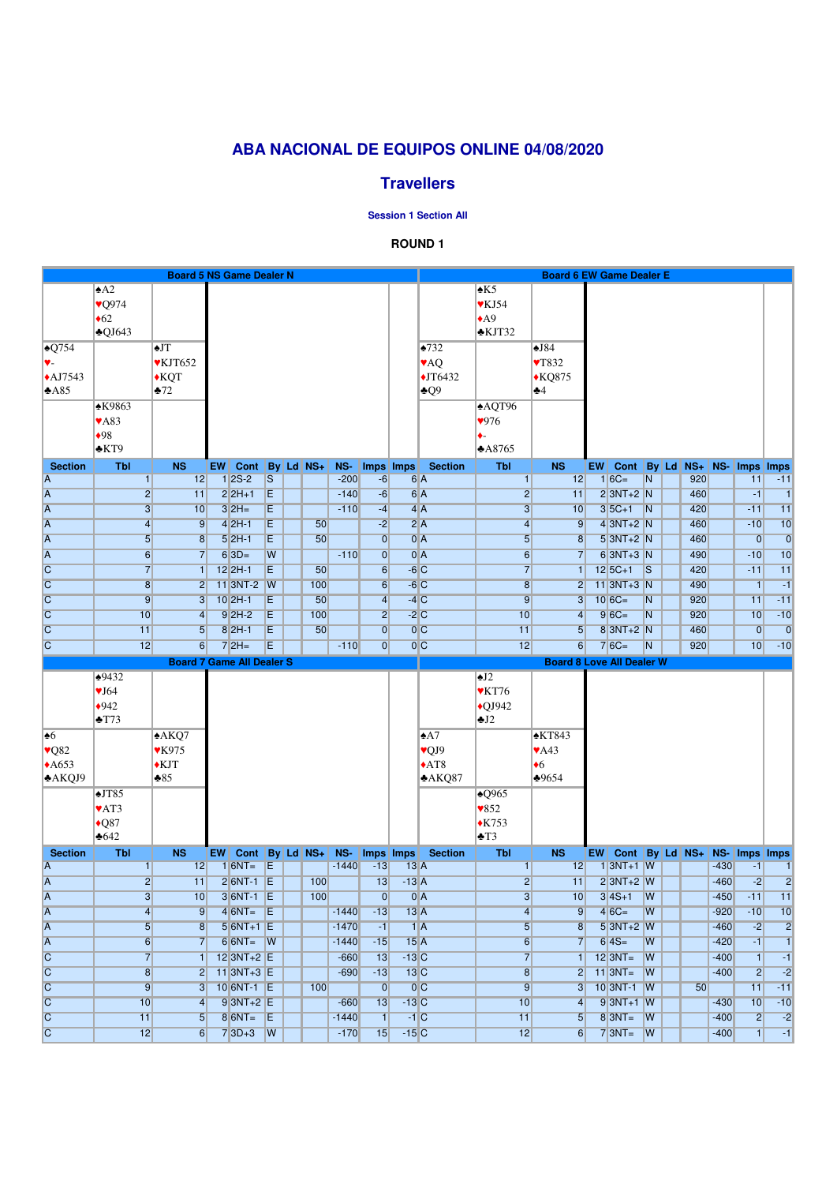# ABA NACIONAL DE EQUIPOS ONLINE 04/08/2020

## Travellers

### Session 1 Section All

### ROUND 1

**Board 5 NS Game Dealer N**

North: ♠A2 ♥Q974 ♦62 ♣QJ643
West: ♠Q754 ♥- ♦AJ7543 ♣A85
East: ♠JT ♥KJT652 ♦KQT ♣72
South: ♠K9863 ♥A83 ♦98 ♣KT9

| Section | Tbl | NS | EW | Cont | By | Ld | NS+ | NS- | Imps | Imps |
|---|---|---|---|---|---|---|---|---|---|---|
| A | 1 | 12 | 1 | 2S-2 | S | | | -200 | -6 | 6 |
| A | 2 | 11 | 2 | 2H+1 | E | | | -140 | -6 | 6 |
| A | 3 | 10 | 3 | 2H= | E | | | -110 | -4 | 4 |
| A | 4 | 9 | 4 | 2H-1 | E | | 50 | | -2 | 2 |
| A | 5 | 8 | 5 | 2H-1 | E | | 50 | | 0 | 0 |
| A | 6 | 7 | 6 | 3D= | W | | | -110 | 0 | 0 |
| C | 7 | 1 | 12 | 2H-1 | E | | 50 | | 6 | -6 |
| C | 8 | 2 | 11 | 3NT-2 | W | | 100 | | 6 | -6 |
| C | 9 | 3 | 10 | 2H-1 | E | | 50 | | 4 | -4 |
| C | 10 | 4 | 9 | 2H-2 | E | | 100 | | 2 | -2 |
| C | 11 | 5 | 8 | 2H-1 | E | | 50 | | 0 | 0 |
| C | 12 | 6 | 7 | 2H= | E | | | -110 | 0 | 0 |

**Board 6 EW Game Dealer E**

North: ♠K5 ♥KJ54 ♦A9 ♣KJT32
West: ♠732 ♥AQ ♦JT6432 ♣Q9
East: ♠J84 ♥T832 ♦KQ875 ♣4
South: ♠AQT96 ♥976 ♦- ♣A8765

| Section | Tbl | NS | EW | Cont | By | Ld | NS+ | NS- | Imps | Imps |
|---|---|---|---|---|---|---|---|---|---|---|
| A | 1 | 12 | 1 | 6C= | N | | 920 | | 11 | -11 |
| A | 2 | 11 | 2 | 3NT+2 | N | | 460 | | -1 | 1 |
| A | 3 | 10 | 3 | 5C+1 | N | | 420 | | -11 | 11 |
| A | 4 | 9 | 4 | 3NT+2 | N | | 460 | | -10 | 10 |
| A | 5 | 8 | 5 | 3NT+2 | N | | 460 | | 0 | 0 |
| A | 6 | 7 | 6 | 3NT+3 | N | | 490 | | -10 | 10 |
| C | 7 | 1 | 12 | 5C+1 | S | | 420 | | -11 | 11 |
| C | 8 | 2 | 11 | 3NT+3 | N | | 490 | | 1 | -1 |
| C | 9 | 3 | 10 | 6C= | N | | 920 | | 11 | -11 |
| C | 10 | 4 | 9 | 6C= | N | | 920 | | 10 | -10 |
| C | 11 | 5 | 8 | 3NT+2 | N | | 460 | | 0 | 0 |
| C | 12 | 6 | 7 | 6C= | N | | 920 | | 10 | -10 |

**Board 7 Game All Dealer S**

North: ♠9432 ♥J64 ♦942 ♣T73
West: ♠6 ♥Q82 ♦A653 ♣AKQJ9
East: ♠AKQ7 ♥K975 ♦KJT ♣85
South: ♠JT85 ♥AT3 ♦Q87 ♣642

| Section | Tbl | NS | EW | Cont | By | Ld | NS+ | NS- | Imps | Imps |
|---|---|---|---|---|---|---|---|---|---|---|
| A | 1 | 12 | 1 | 6NT= | E | | | -1440 | -13 | 13 |
| A | 2 | 11 | 2 | 6NT-1 | E | | 100 | | 13 | -13 |
| A | 3 | 10 | 3 | 6NT-1 | E | | 100 | | 0 | 0 |
| A | 4 | 9 | 4 | 6NT= | E | | | -1440 | -13 | 13 |
| A | 5 | 8 | 5 | 6NT+1 | E | | | -1470 | -1 | 1 |
| A | 6 | 7 | 6 | 6NT= | W | | | -1440 | -15 | 15 |
| C | 7 | 1 | 12 | 3NT+2 | E | | | -660 | 13 | -13 |
| C | 8 | 2 | 11 | 3NT+3 | E | | | -690 | -13 | 13 |
| C | 9 | 3 | 10 | 6NT-1 | E | | 100 | | 0 | 0 |
| C | 10 | 4 | 9 | 3NT+2 | E | | | -660 | 13 | -13 |
| C | 11 | 5 | 8 | 6NT= | E | | | -1440 | 1 | -1 |
| C | 12 | 6 | 7 | 3D+3 | W | | | -170 | 15 | -15 |

**Board 8 Love All Dealer W**

North: ♠J2 ♥KT76 ♦QJ942 ♣J2
West: ♠A7 ♥QJ9 ♦AT8 ♣AKQ87
East: ♠KT843 ♥A43 ♦6 ♣9654
South: ♠Q965 ♥852 ♦K753 ♣T3

| Section | Tbl | NS | EW | Cont | By | Ld | NS+ | NS- | Imps | Imps |
|---|---|---|---|---|---|---|---|---|---|---|
| A | 1 | 12 | 1 | 3NT+1 | W | | | -430 | -1 | 1 |
| A | 2 | 11 | 2 | 3NT+2 | W | | | -460 | -2 | 2 |
| A | 3 | 10 | 3 | 4S+1 | W | | | -450 | -11 | 11 |
| A | 4 | 9 | 4 | 6C= | W | | | -920 | -10 | 10 |
| A | 5 | 8 | 5 | 3NT+2 | W | | | -460 | -2 | 2 |
| A | 6 | 7 | 6 | 4S= | W | | | -420 | -1 | 1 |
| C | 7 | 1 | 12 | 3NT= | W | | | -400 | 1 | -1 |
| C | 8 | 2 | 11 | 3NT= | W | | | -400 | 2 | -2 |
| C | 9 | 3 | 10 | 3NT-1 | W | | 50 | | 11 | -11 |
| C | 10 | 4 | 9 | 3NT+1 | W | | | -430 | 10 | -10 |
| C | 11 | 5 | 8 | 3NT= | W | | | -400 | 2 | -2 |
| C | 12 | 6 | 7 | 3NT= | W | | | -400 | 1 | -1 |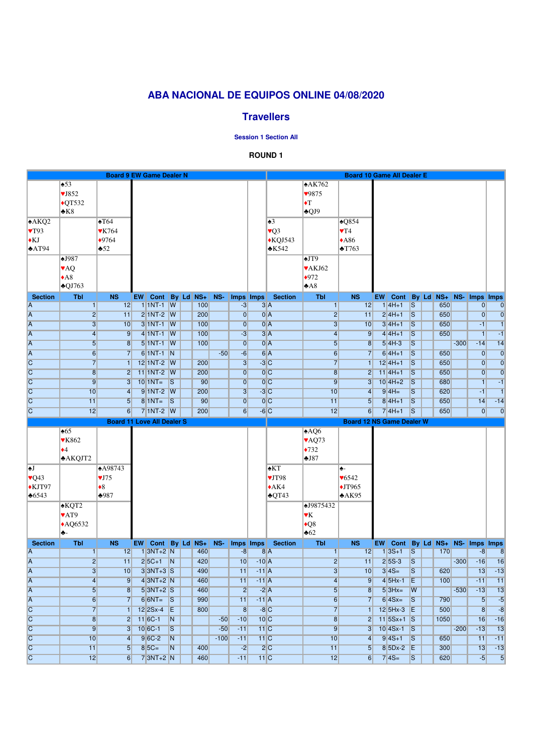# ABA NACIONAL DE EQUIPOS ONLINE 04/08/2020

## Travellers

#### Session 1 Section All

### ROUND 1

**Board 9 EW Game Dealer N**

North: ♠53 ♥J852 ♦QT532 ♣K8
West: ♠AKQ2 ♥T93 ♦KJ ♣AT94
East: ♠T64 ♥K764 ♦9764 ♣52
South: ♠J987 ♥AQ ♦A8 ♣QJ763

| Section | Tbl | NS | EW | Cont | By | Ld | NS+ | NS- | Imps | Imps |
|---|---|---|---|---|---|---|---|---|---|---|
| A | 1 | 12 | 1 | 1NT-1 | W | | 100 | | -3 | 3 |
| A | 2 | 11 | 2 | 1NT-2 | W | | 200 | | 0 | 0 |
| A | 3 | 10 | 3 | 1NT-1 | W | | 100 | | 0 | 0 |
| A | 4 | 9 | 4 | 1NT-1 | W | | 100 | | -3 | 3 |
| A | 5 | 8 | 5 | 1NT-1 | W | | 100 | | 0 | 0 |
| A | 6 | 7 | 6 | 1NT-1 | N | | | -50 | -6 | 6 |
| C | 7 | 1 | 12 | 1NT-2 | W | | 200 | | 3 | -3 |
| C | 8 | 2 | 11 | 1NT-2 | W | | 200 | | 0 | 0 |
| C | 9 | 3 | 10 | 1NT= | S | | 90 | | 0 | 0 |
| C | 10 | 4 | 9 | 1NT-2 | W | | 200 | | 3 | -3 |
| C | 11 | 5 | 8 | 1NT= | S | | 90 | | 0 | 0 |
| C | 12 | 6 | 7 | 1NT-2 | W | | 200 | | 6 | -6 |

**Board 10 Game All Dealer E**

North: ♠AK762 ♥9875 ♦T ♣QJ9
West: ♠3 ♥Q3 ♦KQJ543 ♣K542
East: ♠Q854 ♥T4 ♦A86 ♣T763
South: ♠JT9 ♥AKJ62 ♦972 ♣A8

| Section | Tbl | NS | EW | Cont | By | Ld | NS+ | NS- | Imps | Imps |
|---|---|---|---|---|---|---|---|---|---|---|
| A | 1 | 12 | 1 | 4H+1 | S | | 650 | | 0 | 0 |
| A | 2 | 11 | 2 | 4H+1 | S | | 650 | | 0 | 0 |
| A | 3 | 10 | 3 | 4H+1 | S | | 650 | | -1 | 1 |
| A | 4 | 9 | 4 | 4H+1 | S | | 650 | | 1 | -1 |
| A | 5 | 8 | 5 | 4H-3 | S | | | -300 | -14 | 14 |
| A | 6 | 7 | 6 | 4H+1 | S | | 650 | | 0 | 0 |
| C | 7 | 1 | 12 | 4H+1 | S | | 650 | | 0 | 0 |
| C | 8 | 2 | 11 | 4H+1 | S | | 650 | | 0 | 0 |
| C | 9 | 3 | 10 | 4H+2 | S | | 680 | | 1 | -1 |
| C | 10 | 4 | 9 | 4H= | S | | 620 | | -1 | 1 |
| C | 11 | 5 | 8 | 4H+1 | S | | 650 | | 14 | -14 |
| C | 12 | 6 | 7 | 4H+1 | S | | 650 | | 0 | 0 |

**Board 11 Love All Dealer S**

North: ♠65 ♥K862 ♦4 ♣AKQJT2
West: ♠J ♥Q43 ♦KJT97 ♣6543
East: ♠A98743 ♥J75 ♦8 ♣987
South: ♠KQT2 ♥AT9 ♦AQ6532 ♣-

| Section | Tbl | NS | EW | Cont | By | Ld | NS+ | NS- | Imps | Imps |
|---|---|---|---|---|---|---|---|---|---|---|
| A | 1 | 12 | 1 | 3NT+2 | N | | 460 | | -8 | 8 |
| A | 2 | 11 | 2 | 5C+1 | N | | 420 | | 10 | -10 |
| A | 3 | 10 | 3 | 3NT+3 | S | | 490 | | 11 | -11 |
| A | 4 | 9 | 4 | 3NT+2 | N | | 460 | | 11 | -11 |
| A | 5 | 8 | 5 | 3NT+2 | S | | 460 | | 2 | -2 |
| A | 6 | 7 | 6 | 6NT= | S | | 990 | | 11 | -11 |
| C | 7 | 1 | 12 | 2Sx-4 | E | | 800 | | 8 | -8 |
| C | 8 | 2 | 11 | 6C-1 | N | | | -50 | -10 | 10 |
| C | 9 | 3 | 10 | 6C-1 | S | | | -50 | -11 | 11 |
| C | 10 | 4 | 9 | 6C-2 | N | | | -100 | -11 | 11 |
| C | 11 | 5 | 8 | 5C= | N | | 400 | | -2 | 2 |
| C | 12 | 6 | 7 | 3NT+2 | N | | 460 | | -11 | 11 |

**Board 12 NS Game Dealer W**

North: ♠AQ6 ♥AQ73 ♦732 ♣J87
West: ♠KT ♥JT98 ♦AK4 ♣QT43
East: ♠- ♥6542 ♦JT965 ♣AK95
South: ♠J9875432 ♥K ♦Q8 ♣62

| Section | Tbl | NS | EW | Cont | By | Ld | NS+ | NS- | Imps | Imps |
|---|---|---|---|---|---|---|---|---|---|---|
| A | 1 | 12 | 1 | 3S+1 | S | | 170 | | -8 | 8 |
| A | 2 | 11 | 2 | 5S-3 | S | | | -300 | -16 | 16 |
| A | 3 | 10 | 3 | 4S= | S | | 620 | | 13 | -13 |
| A | 4 | 9 | 4 | 5Hx-1 | E | | 100 | | -11 | 11 |
| A | 5 | 8 | 5 | 3Hx= | W | | | -530 | -13 | 13 |
| A | 6 | 7 | 6 | 4Sx= | S | | 790 | | 5 | -5 |
| C | 7 | 1 | 12 | 5Hx-3 | E | | 500 | | 8 | -8 |
| C | 8 | 2 | 11 | 5Sx+1 | S | | 1050 | | 16 | -16 |
| C | 9 | 3 | 10 | 4Sx-1 | S | | | -200 | -13 | 13 |
| C | 10 | 4 | 9 | 4S+1 | S | | 650 | | 11 | -11 |
| C | 11 | 5 | 8 | 5Dx-2 | E | | 300 | | 13 | -13 |
| C | 12 | 6 | 7 | 4S= | S | | 620 | | -5 | 5 |